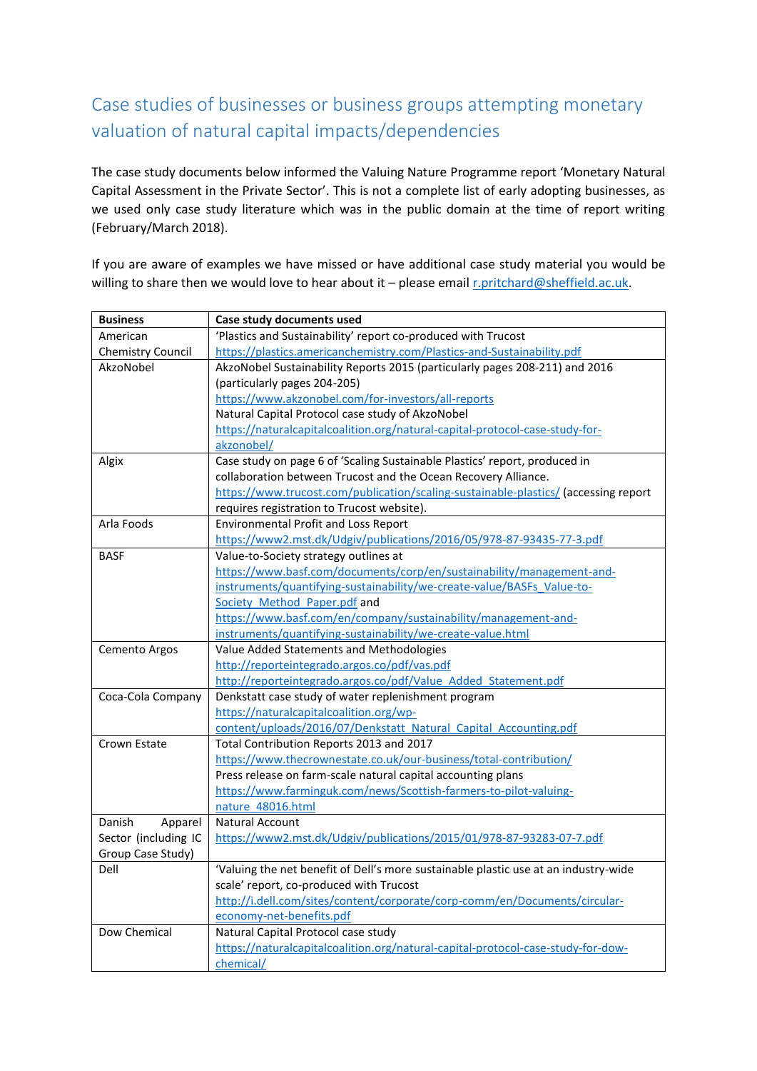# Case studies of businesses or business groups attempting monetary valuation of natural capital impacts/dependencies

The case study documents below informed the Valuing Nature Programme report 'Monetary Natural Capital Assessment in the Private Sector'. This is not a complete list of early adopting businesses, as we used only case study literature which was in the public domain at the time of report writing (February/March 2018).

If you are aware of examples we have missed or have additional case study material you would be willing to share then we would love to hear about it – please email r.pritchard@sheffield.ac.uk.

| Business | Case study documents used |
|---|---|
| American Chemistry Council | 'Plastics and Sustainability' report co-produced with Trucost https://plastics.americanchemistry.com/Plastics-and-Sustainability.pdf |
| AkzoNobel | AkzoNobel Sustainability Reports 2015 (particularly pages 208-211) and 2016 (particularly pages 204-205) https://www.akzonobel.com/for-investors/all-reports Natural Capital Protocol case study of AkzoNobel https://naturalcapitalcoalition.org/natural-capital-protocol-case-study-for-akzonobel/ |
| Algix | Case study on page 6 of 'Scaling Sustainable Plastics' report, produced in collaboration between Trucost and the Ocean Recovery Alliance. https://www.trucost.com/publication/scaling-sustainable-plastics/ (accessing report requires registration to Trucost website). |
| Arla Foods | Environmental Profit and Loss Report https://www2.mst.dk/Udgiv/publications/2016/05/978-87-93435-77-3.pdf |
| BASF | Value-to-Society strategy outlines at https://www.basf.com/documents/corp/en/sustainability/management-and-instruments/quantifying-sustainability/we-create-value/BASFs_Value-to-Society_Method_Paper.pdf and https://www.basf.com/en/company/sustainability/management-and-instruments/quantifying-sustainability/we-create-value.html |
| Cemento Argos | Value Added Statements and Methodologies http://reporteintegrado.argos.co/pdf/vas.pdf http://reporteintegrado.argos.co/pdf/Value_Added_Statement.pdf |
| Coca-Cola Company | Denkstatt case study of water replenishment program https://naturalcapitalcoalition.org/wp-content/uploads/2016/07/Denkstatt_Natural_Capital_Accounting.pdf |
| Crown Estate | Total Contribution Reports 2013 and 2017 https://www.thecrownestate.co.uk/our-business/total-contribution/ Press release on farm-scale natural capital accounting plans https://www.farminguk.com/news/Scottish-farmers-to-pilot-valuing-nature_48016.html |
| Danish Apparel Sector (including IC Group Case Study) | Natural Account https://www2.mst.dk/Udgiv/publications/2015/01/978-87-93283-07-7.pdf |
| Dell | 'Valuing the net benefit of Dell's more sustainable plastic use at an industry-wide scale' report, co-produced with Trucost http://i.dell.com/sites/content/corporate/corp-comm/en/Documents/circular-economy-net-benefits.pdf |
| Dow Chemical | Natural Capital Protocol case study https://naturalcapitalcoalition.org/natural-capital-protocol-case-study-for-dow-chemical/ |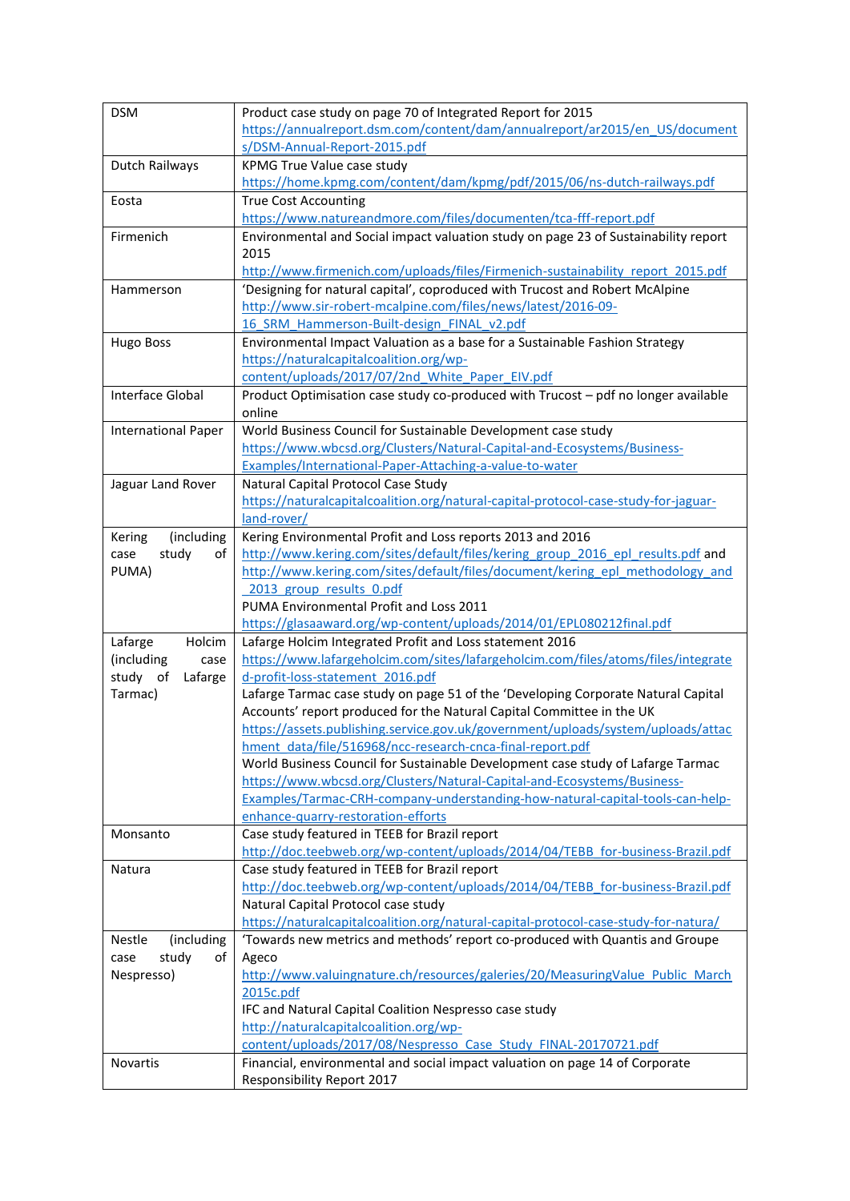| DSM | Product case study on page 70 of Integrated Report for 2015 https://annualreport.dsm.com/content/dam/annualreport/ar2015/en_US/documents/DSM-Annual-Report-2015.pdf |
|---|---|
| Dutch Railways | KPMG True Value case study https://home.kpmg.com/content/dam/kpmg/pdf/2015/06/ns-dutch-railways.pdf |
| Eosta | True Cost Accounting https://www.natureandmore.com/files/documenten/tca-fff-report.pdf |
| Firmenich | Environmental and Social impact valuation study on page 23 of Sustainability report 2015 http://www.firmenich.com/uploads/files/Firmenich-sustainability_report_2015.pdf |
| Hammerson | 'Designing for natural capital', coproduced with Trucost and Robert McAlpine http://www.sir-robert-mcalpine.com/files/news/latest/2016-09-16_SRM_Hammerson-Built-design_FINAL_v2.pdf |
| Hugo Boss | Environmental Impact Valuation as a base for a Sustainable Fashion Strategy https://naturalcapitalcoalition.org/wp-content/uploads/2017/07/2nd_White_Paper_EIV.pdf |
| Interface Global | Product Optimisation case study co-produced with Trucost – pdf no longer available online |
| International Paper | World Business Council for Sustainable Development case study https://www.wbcsd.org/Clusters/Natural-Capital-and-Ecosystems/Business-Examples/International-Paper-Attaching-a-value-to-water |
| Jaguar Land Rover | Natural Capital Protocol Case Study https://naturalcapitalcoalition.org/natural-capital-protocol-case-study-for-jaguar-land-rover/ |
| Kering (including case study of PUMA) | Kering Environmental Profit and Loss reports 2013 and 2016 http://www.kering.com/sites/default/files/kering_group_2016_epl_results.pdf and http://www.kering.com/sites/default/files/document/kering_epl_methodology_and_2013_group_results_0.pdf<br>PUMA Environmental Profit and Loss 2011 https://glasaaward.org/wp-content/uploads/2014/01/EPL080212final.pdf |
| Lafarge Holcim (including case study of Lafarge Tarmac) | Lafarge Holcim Integrated Profit and Loss statement 2016 https://www.lafargeholcim.com/sites/lafargeholcim.com/files/atoms/files/integrated-profit-loss-statement_2016.pdf<br>Lafarge Tarmac case study on page 51 of the 'Developing Corporate Natural Capital Accounts' report produced for the Natural Capital Committee in the UK https://assets.publishing.service.gov.uk/government/uploads/system/uploads/attachment_data/file/516968/ncc-research-cnca-final-report.pdf<br>World Business Council for Sustainable Development case study of Lafarge Tarmac https://www.wbcsd.org/Clusters/Natural-Capital-and-Ecosystems/Business-Examples/Tarmac-CRH-company-understanding-how-natural-capital-tools-can-help-enhance-quarry-restoration-efforts |
| Monsanto | Case study featured in TEEB for Brazil report http://doc.teebweb.org/wp-content/uploads/2014/04/TEBB_for-business-Brazil.pdf |
| Natura | Case study featured in TEEB for Brazil report http://doc.teebweb.org/wp-content/uploads/2014/04/TEBB_for-business-Brazil.pdf<br>Natural Capital Protocol case study https://naturalcapitalcoalition.org/natural-capital-protocol-case-study-for-natura/ |
| Nestle (including case study of Nespresso) | 'Towards new metrics and methods' report co-produced with Quantis and Groupe Ageco http://www.valuingnature.ch/resources/galeries/20/MeasuringValue_Public_March2015c.pdf<br>IFC and Natural Capital Coalition Nespresso case study http://naturalcapitalcoalition.org/wp-content/uploads/2017/08/Nespresso_Case_Study_FINAL-20170721.pdf |
| Novartis | Financial, environmental and social impact valuation on page 14 of Corporate Responsibility Report 2017 |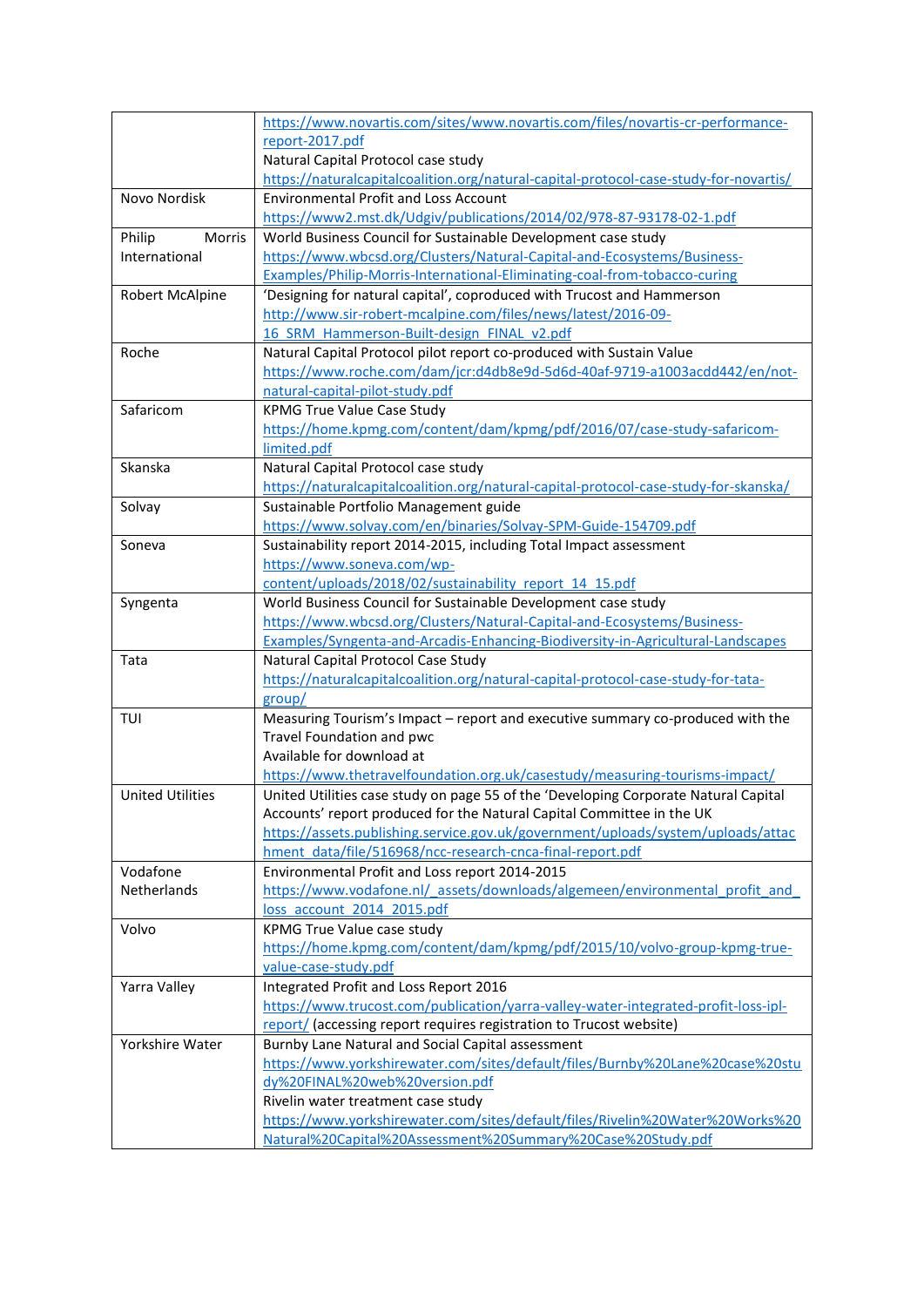| | |
|---|---|
| | https://www.novartis.com/sites/www.novartis.com/files/novartis-cr-performance-report-2017.pdf<br>Natural Capital Protocol case study<br>https://naturalcapitalcoalition.org/natural-capital-protocol-case-study-for-novartis/ |
| Novo Nordisk | Environmental Profit and Loss Account<br>https://www2.mst.dk/Udgiv/publications/2014/02/978-87-93178-02-1.pdf |
| Philip Morris International | World Business Council for Sustainable Development case study<br>https://www.wbcsd.org/Clusters/Natural-Capital-and-Ecosystems/Business-Examples/Philip-Morris-International-Eliminating-coal-from-tobacco-curing |
| Robert McAlpine | 'Designing for natural capital', coproduced with Trucost and Hammerson<br>http://www.sir-robert-mcalpine.com/files/news/latest/2016-09-16_SRM_Hammerson-Built-design_FINAL_v2.pdf |
| Roche | Natural Capital Protocol pilot report co-produced with Sustain Value<br>https://www.roche.com/dam/jcr:d4db8e9d-5d6d-40af-9719-a1003acdd442/en/not-natural-capital-pilot-study.pdf |
| Safaricom | KPMG True Value Case Study<br>https://home.kpmg.com/content/dam/kpmg/pdf/2016/07/case-study-safaricom-limited.pdf |
| Skanska | Natural Capital Protocol case study<br>https://naturalcapitalcoalition.org/natural-capital-protocol-case-study-for-skanska/ |
| Solvay | Sustainable Portfolio Management guide<br>https://www.solvay.com/en/binaries/Solvay-SPM-Guide-154709.pdf |
| Soneva | Sustainability report 2014-2015, including Total Impact assessment<br>https://www.soneva.com/wp-content/uploads/2018/02/sustainability_report_14_15.pdf |
| Syngenta | World Business Council for Sustainable Development case study<br>https://www.wbcsd.org/Clusters/Natural-Capital-and-Ecosystems/Business-Examples/Syngenta-and-Arcadis-Enhancing-Biodiversity-in-Agricultural-Landscapes |
| Tata | Natural Capital Protocol Case Study<br>https://naturalcapitalcoalition.org/natural-capital-protocol-case-study-for-tata-group/ |
| TUI | Measuring Tourism's Impact – report and executive summary co-produced with the Travel Foundation and pwc<br>Available for download at<br>https://www.thetravelfoundation.org.uk/casestudy/measuring-tourisms-impact/ |
| United Utilities | United Utilities case study on page 55 of the 'Developing Corporate Natural Capital Accounts' report produced for the Natural Capital Committee in the UK<br>https://assets.publishing.service.gov.uk/government/uploads/system/uploads/attachment_data/file/516968/ncc-research-cnca-final-report.pdf |
| Vodafone Netherlands | Environmental Profit and Loss report 2014-2015<br>https://www.vodafone.nl/_assets/downloads/algemeen/environmental_profit_and_loss_account_2014_2015.pdf |
| Volvo | KPMG True Value case study<br>https://home.kpmg.com/content/dam/kpmg/pdf/2015/10/volvo-group-kpmg-true-value-case-study.pdf |
| Yarra Valley | Integrated Profit and Loss Report 2016<br>https://www.trucost.com/publication/yarra-valley-water-integrated-profit-loss-ipl-report/ (accessing report requires registration to Trucost website) |
| Yorkshire Water | Burnby Lane Natural and Social Capital assessment<br>https://www.yorkshirewater.com/sites/default/files/Burnby%20Lane%20case%20study%20FINAL%20web%20version.pdf<br>Rivelin water treatment case study<br>https://www.yorkshirewater.com/sites/default/files/Rivelin%20Water%20Works%20Natural%20Capital%20Assessment%20Summary%20Case%20Study.pdf |